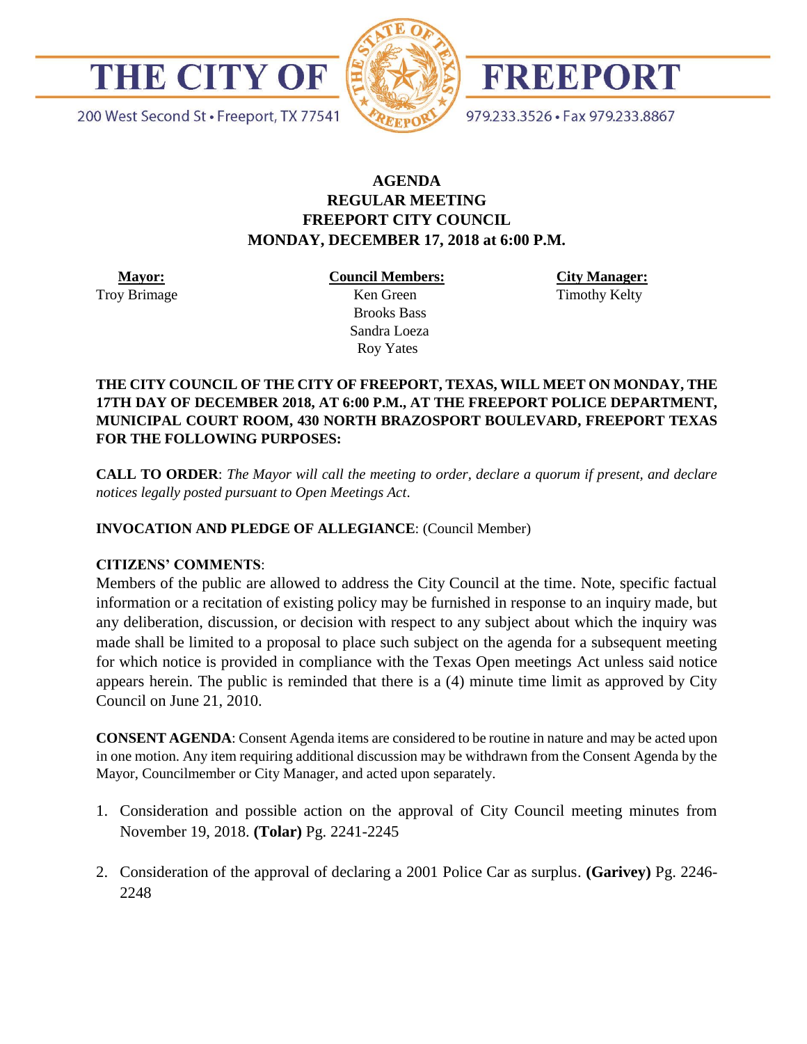THE CITY OF FREEPORT

200 West Second St • Freeport, TX 77541

979.233.3526 • Fax 979.233.8867

# AGENDA
## REGULAR MEETING
## FREEPORT CITY COUNCIL
## MONDAY, DECEMBER 17, 2018 at 6:00 P.M.

| Mayor: | Council Members: | City Manager: |
|---|---|---|
| Troy Brimage | Ken Green | Timothy Kelty |
| | Brooks Bass | |
| | Sandra Loeza | |
| | Roy Yates | |

**THE CITY COUNCIL OF THE CITY OF FREEPORT, TEXAS, WILL MEET ON MONDAY, THE 17TH DAY OF DECEMBER 2018, AT 6:00 P.M., AT THE FREEPORT POLICE DEPARTMENT, MUNICIPAL COURT ROOM, 430 NORTH BRAZOSPORT BOULEVARD, FREEPORT TEXAS FOR THE FOLLOWING PURPOSES:**

**CALL TO ORDER**: *The Mayor will call the meeting to order, declare a quorum if present, and declare notices legally posted pursuant to Open Meetings Act*.

**INVOCATION AND PLEDGE OF ALLEGIANCE**: (Council Member)

**CITIZENS' COMMENTS**:
Members of the public are allowed to address the City Council at the time. Note, specific factual information or a recitation of existing policy may be furnished in response to an inquiry made, but any deliberation, discussion, or decision with respect to any subject about which the inquiry was made shall be limited to a proposal to place such subject on the agenda for a subsequent meeting for which notice is provided in compliance with the Texas Open meetings Act unless said notice appears herein. The public is reminded that there is a (4) minute time limit as approved by City Council on June 21, 2010.

**CONSENT AGENDA**: Consent Agenda items are considered to be routine in nature and may be acted upon in one motion. Any item requiring additional discussion may be withdrawn from the Consent Agenda by the Mayor, Councilmember or City Manager, and acted upon separately.

1. Consideration and possible action on the approval of City Council meeting minutes from November 19, 2018. **(Tolar)** Pg. 2241-2245

2. Consideration of the approval of declaring a 2001 Police Car as surplus. **(Garivey)** Pg. 2246-2248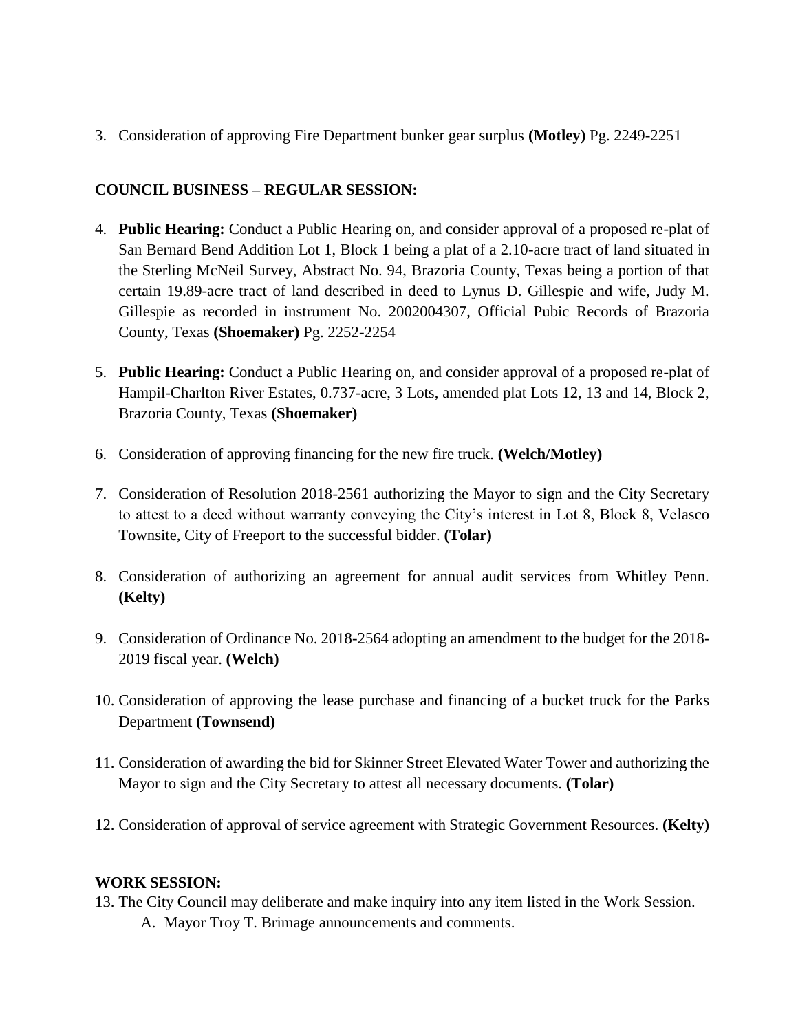3. Consideration of approving Fire Department bunker gear surplus **(Motley)** Pg. 2249-2251

**COUNCIL BUSINESS – REGULAR SESSION:**

4. **Public Hearing:** Conduct a Public Hearing on, and consider approval of a proposed re-plat of San Bernard Bend Addition Lot 1, Block 1 being a plat of a 2.10-acre tract of land situated in the Sterling McNeil Survey, Abstract No. 94, Brazoria County, Texas being a portion of that certain 19.89-acre tract of land described in deed to Lynus D. Gillespie and wife, Judy M. Gillespie as recorded in instrument No. 2002004307, Official Pubic Records of Brazoria County, Texas **(Shoemaker)** Pg. 2252-2254

5. **Public Hearing:** Conduct a Public Hearing on, and consider approval of a proposed re-plat of Hampil-Charlton River Estates, 0.737-acre, 3 Lots, amended plat Lots 12, 13 and 14, Block 2, Brazoria County, Texas **(Shoemaker)**

6. Consideration of approving financing for the new fire truck. **(Welch/Motley)**

7. Consideration of Resolution 2018-2561 authorizing the Mayor to sign and the City Secretary to attest to a deed without warranty conveying the City's interest in Lot 8, Block 8, Velasco Townsite, City of Freeport to the successful bidder. **(Tolar)**

8. Consideration of authorizing an agreement for annual audit services from Whitley Penn. **(Kelty)**

9. Consideration of Ordinance No. 2018-2564 adopting an amendment to the budget for the 2018-2019 fiscal year. **(Welch)**

10. Consideration of approving the lease purchase and financing of a bucket truck for the Parks Department **(Townsend)**

11. Consideration of awarding the bid for Skinner Street Elevated Water Tower and authorizing the Mayor to sign and the City Secretary to attest all necessary documents. **(Tolar)**

12. Consideration of approval of service agreement with Strategic Government Resources. **(Kelty)**

**WORK SESSION:**

13. The City Council may deliberate and make inquiry into any item listed in the Work Session.
    A. Mayor Troy T. Brimage announcements and comments.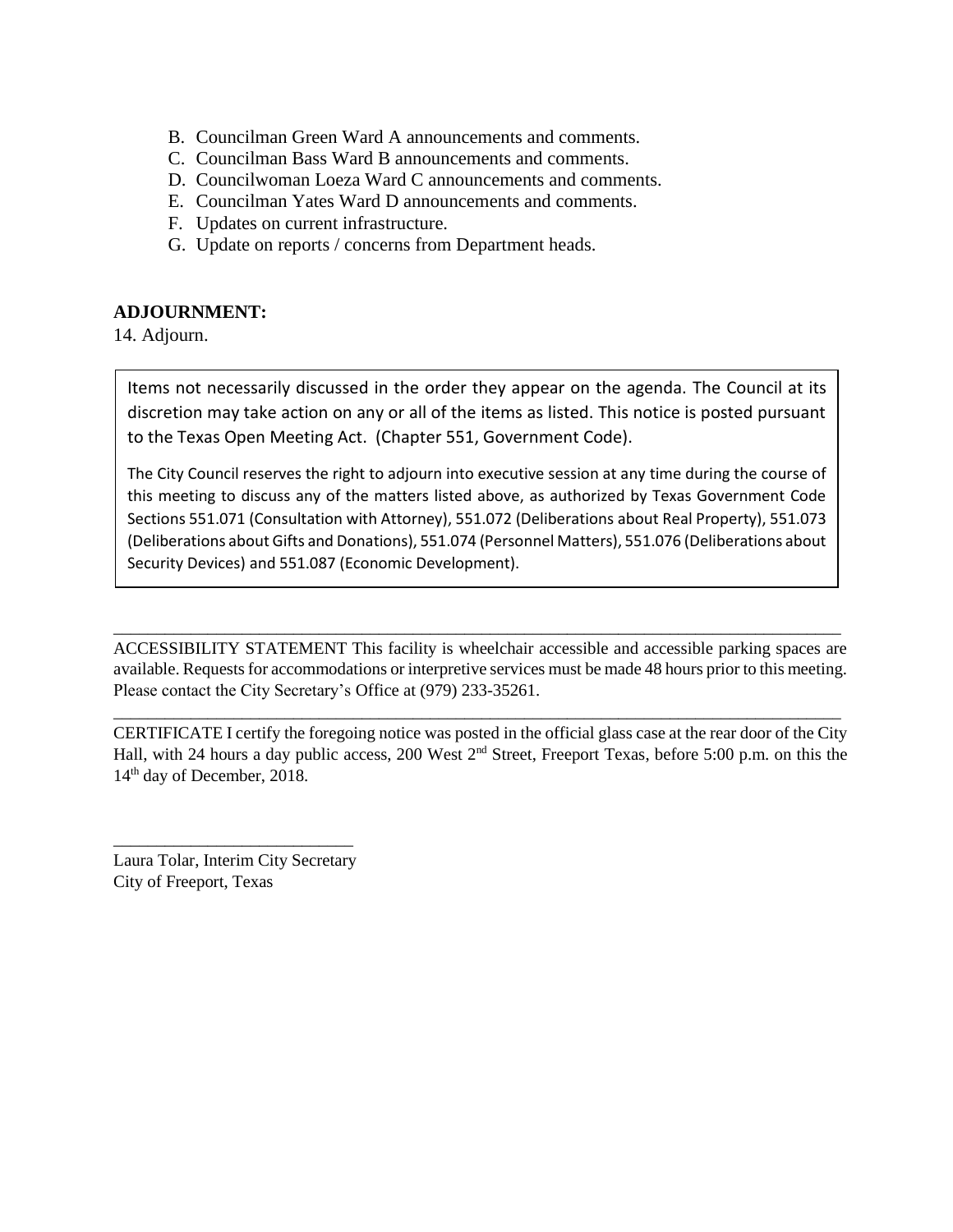B. Councilman Green Ward A announcements and comments.
C. Councilman Bass Ward B announcements and comments.
D. Councilwoman Loeza Ward C announcements and comments.
E. Councilman Yates Ward D announcements and comments.
F. Updates on current infrastructure.
G. Update on reports / concerns from Department heads.

**ADJOURNMENT:**

14. Adjourn.

Items not necessarily discussed in the order they appear on the agenda. The Council at its discretion may take action on any or all of the items as listed. This notice is posted pursuant to the Texas Open Meeting Act. (Chapter 551, Government Code).

The City Council reserves the right to adjourn into executive session at any time during the course of this meeting to discuss any of the matters listed above, as authorized by Texas Government Code Sections 551.071 (Consultation with Attorney), 551.072 (Deliberations about Real Property), 551.073 (Deliberations about Gifts and Donations), 551.074 (Personnel Matters), 551.076 (Deliberations about Security Devices) and 551.087 (Economic Development).

---

ACCESSIBILITY STATEMENT This facility is wheelchair accessible and accessible parking spaces are available. Requests for accommodations or interpretive services must be made 48 hours prior to this meeting. Please contact the City Secretary's Office at (979) 233-35261.

---

CERTIFICATE I certify the foregoing notice was posted in the official glass case at the rear door of the City Hall, with 24 hours a day public access, 200 West 2nd Street, Freeport Texas, before 5:00 p.m. on this the 14th day of December, 2018.

\_\_\_\_\_\_\_\_\_\_\_\_\_\_\_\_\_\_\_\_\_\_\_\_\_\_\_\_

Laura Tolar, Interim City Secretary
City of Freeport, Texas